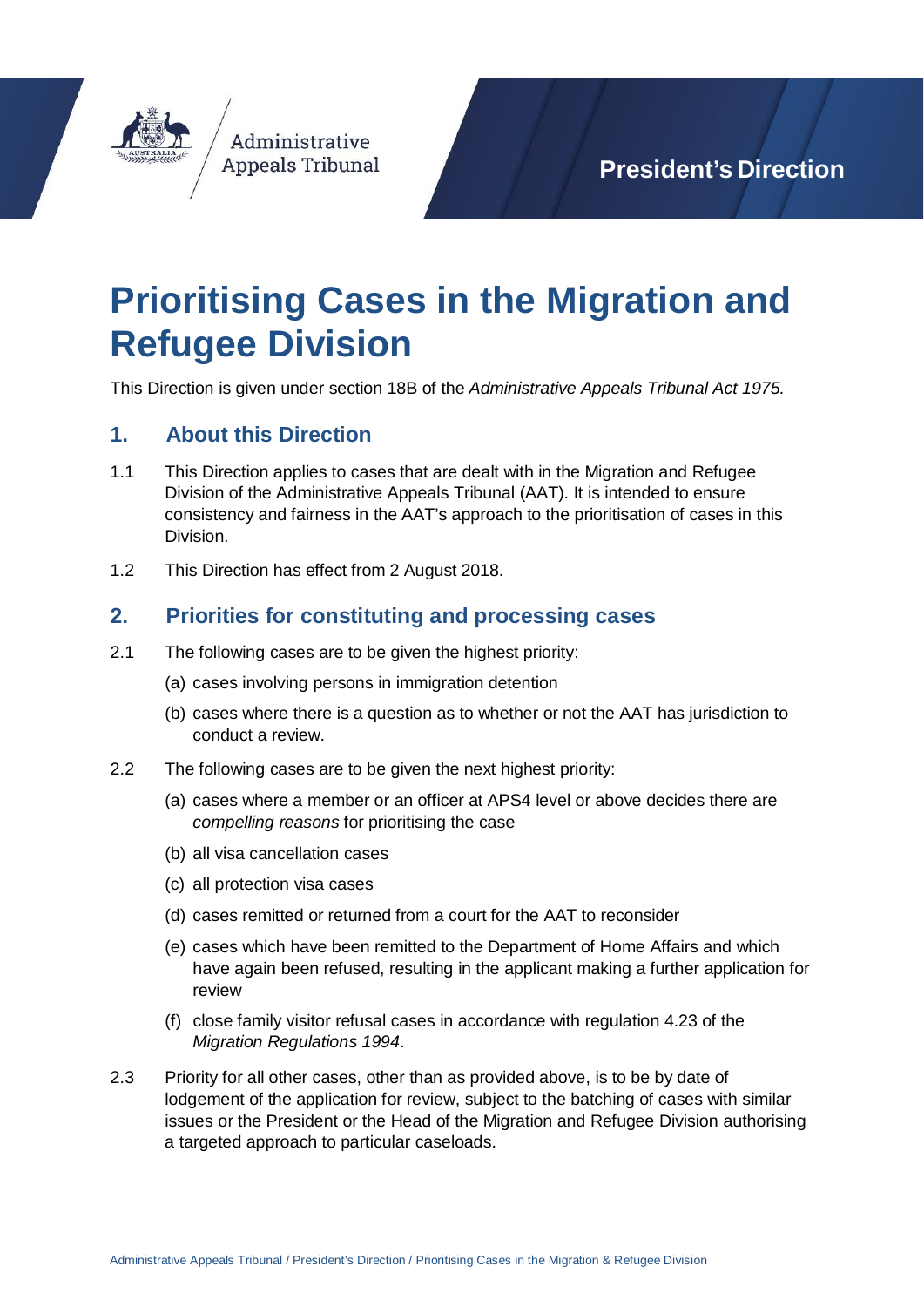Administrative Appeals Tribunal

President's Direction

# Prioritising Cases in the Migration and Refugee Division

This Direction is given under section 18B of the *Administrative Appeals Tribunal Act 1975.*

## 1. About this Direction

1.1 This Direction applies to cases that are dealt with in the Migration and Refugee Division of the Administrative Appeals Tribunal (AAT). It is intended to ensure consistency and fairness in the AAT's approach to the prioritisation of cases in this Division.

1.2 This Direction has effect from 2 August 2018.

## 2. Priorities for constituting and processing cases

2.1 The following cases are to be given the highest priority:

(a) cases involving persons in immigration detention

(b) cases where there is a question as to whether or not the AAT has jurisdiction to conduct a review.

2.2 The following cases are to be given the next highest priority:

(a) cases where a member or an officer at APS4 level or above decides there are *compelling reasons* for prioritising the case

(b) all visa cancellation cases

(c) all protection visa cases

(d) cases remitted or returned from a court for the AAT to reconsider

(e) cases which have been remitted to the Department of Home Affairs and which have again been refused, resulting in the applicant making a further application for review

(f) close family visitor refusal cases in accordance with regulation 4.23 of the *Migration Regulations 1994*.

2.3 Priority for all other cases, other than as provided above, is to be by date of lodgement of the application for review, subject to the batching of cases with similar issues or the President or the Head of the Migration and Refugee Division authorising a targeted approach to particular caseloads.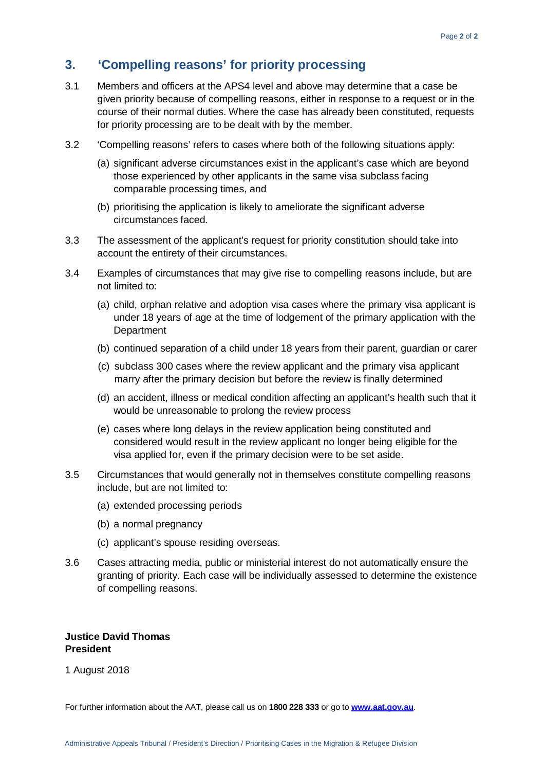## 3. 'Compelling reasons' for priority processing

3.1 Members and officers at the APS4 level and above may determine that a case be given priority because of compelling reasons, either in response to a request or in the course of their normal duties. Where the case has already been constituted, requests for priority processing are to be dealt with by the member.

3.2 'Compelling reasons' refers to cases where both of the following situations apply:

(a) significant adverse circumstances exist in the applicant's case which are beyond those experienced by other applicants in the same visa subclass facing comparable processing times, and

(b) prioritising the application is likely to ameliorate the significant adverse circumstances faced.

3.3 The assessment of the applicant's request for priority constitution should take into account the entirety of their circumstances.

3.4 Examples of circumstances that may give rise to compelling reasons include, but are not limited to:

(a) child, orphan relative and adoption visa cases where the primary visa applicant is under 18 years of age at the time of lodgement of the primary application with the Department

(b) continued separation of a child under 18 years from their parent, guardian or carer

(c) subclass 300 cases where the review applicant and the primary visa applicant marry after the primary decision but before the review is finally determined

(d) an accident, illness or medical condition affecting an applicant's health such that it would be unreasonable to prolong the review process

(e) cases where long delays in the review application being constituted and considered would result in the review applicant no longer being eligible for the visa applied for, even if the primary decision were to be set aside.

3.5 Circumstances that would generally not in themselves constitute compelling reasons include, but are not limited to:

(a) extended processing periods

(b) a normal pregnancy

(c) applicant's spouse residing overseas.

3.6 Cases attracting media, public or ministerial interest do not automatically ensure the granting of priority. Each case will be individually assessed to determine the existence of compelling reasons.

**Justice David Thomas**
**President**

1 August 2018

For further information about the AAT, please call us on **1800 228 333** or go to **www.aat.gov.au**.